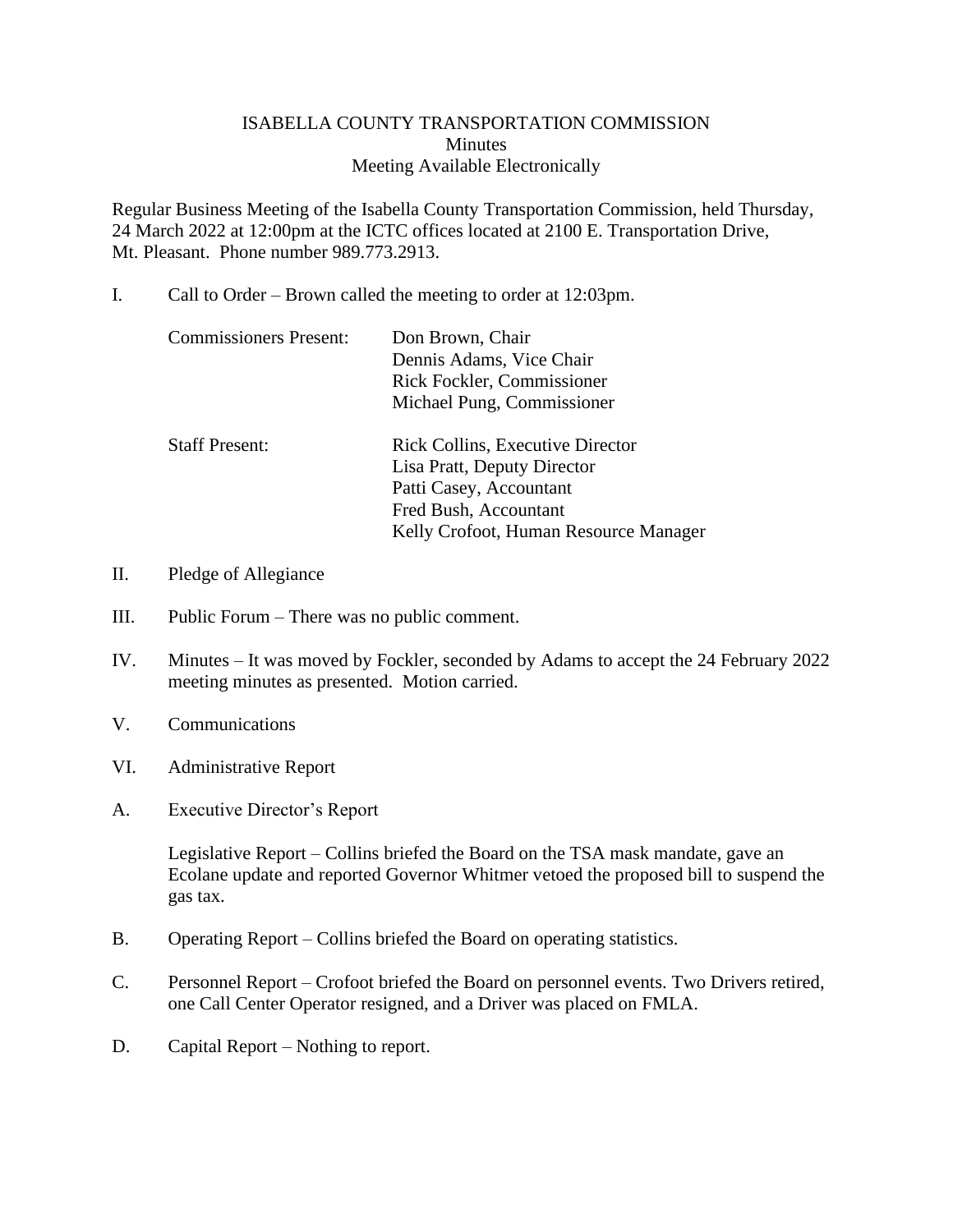# ISABELLA COUNTY TRANSPORTATION COMMISSION
## Minutes
### Meeting Available Electronically

Regular Business Meeting of the Isabella County Transportation Commission, held Thursday, 24 March 2022 at 12:00pm at the ICTC offices located at 2100 E. Transportation Drive, Mt. Pleasant. Phone number 989.773.2913.

I. Call to Order – Brown called the meeting to order at 12:03pm.

| | |
|---|---|
| Commissioners Present: | Don Brown, Chair |
| | Dennis Adams, Vice Chair |
| | Rick Fockler, Commissioner |
| | Michael Pung, Commissioner |
| Staff Present: | Rick Collins, Executive Director |
| | Lisa Pratt, Deputy Director |
| | Patti Casey, Accountant |
| | Fred Bush, Accountant |
| | Kelly Crofoot, Human Resource Manager |

II. Pledge of Allegiance

III. Public Forum – There was no public comment.

IV. Minutes – It was moved by Fockler, seconded by Adams to accept the 24 February 2022 meeting minutes as presented. Motion carried.

V. Communications

VI. Administrative Report

A. Executive Director's Report

Legislative Report – Collins briefed the Board on the TSA mask mandate, gave an Ecolane update and reported Governor Whitmer vetoed the proposed bill to suspend the gas tax.

B. Operating Report – Collins briefed the Board on operating statistics.

C. Personnel Report – Crofoot briefed the Board on personnel events. Two Drivers retired, one Call Center Operator resigned, and a Driver was placed on FMLA.

D. Capital Report – Nothing to report.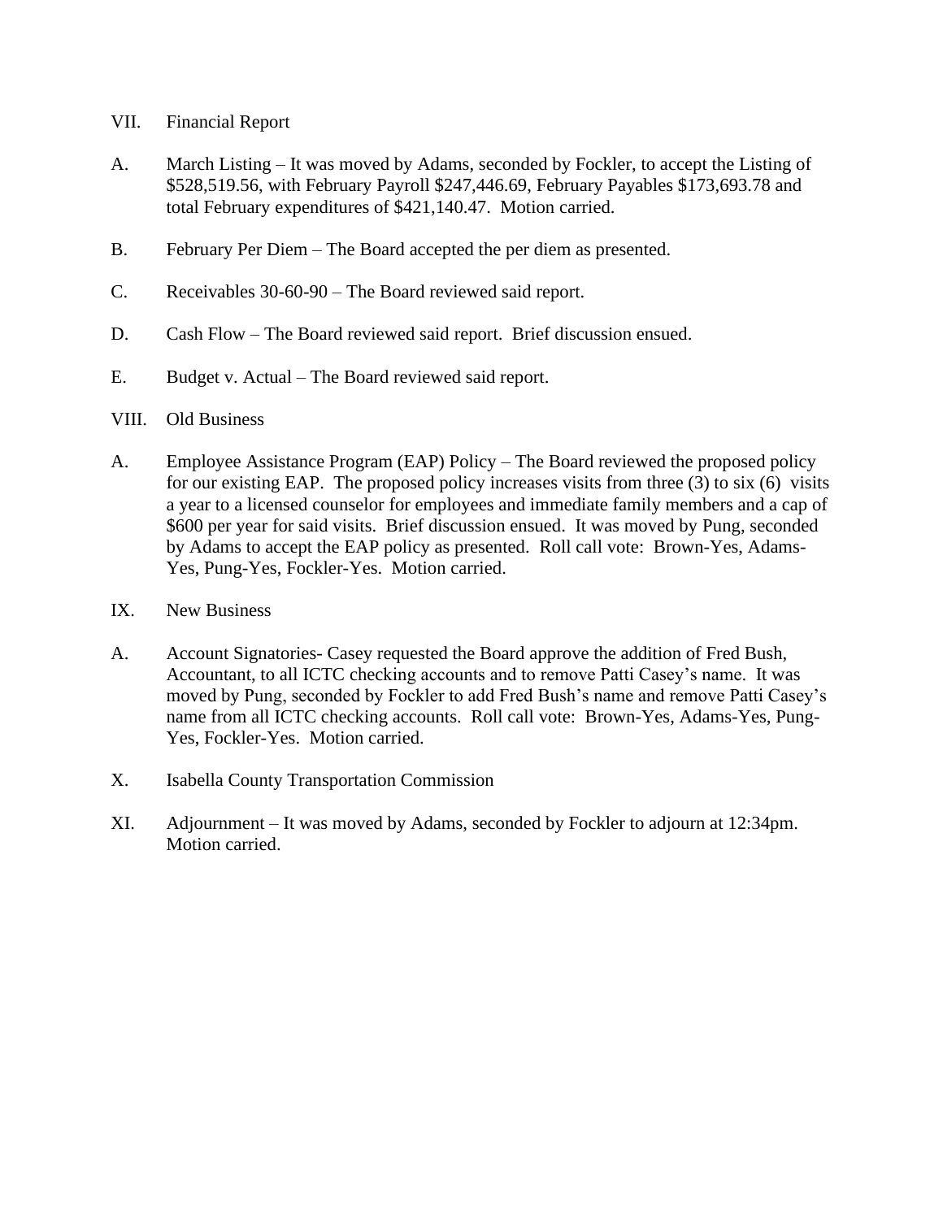VII. Financial Report

A. March Listing – It was moved by Adams, seconded by Fockler, to accept the Listing of $528,519.56, with February Payroll $247,446.69, February Payables $173,693.78 and total February expenditures of $421,140.47. Motion carried.

B. February Per Diem – The Board accepted the per diem as presented.

C. Receivables 30-60-90 – The Board reviewed said report.

D. Cash Flow – The Board reviewed said report. Brief discussion ensued.

E. Budget v. Actual – The Board reviewed said report.

VIII. Old Business

A. Employee Assistance Program (EAP) Policy – The Board reviewed the proposed policy for our existing EAP. The proposed policy increases visits from three (3) to six (6) visits a year to a licensed counselor for employees and immediate family members and a cap of $600 per year for said visits. Brief discussion ensued. It was moved by Pung, seconded by Adams to accept the EAP policy as presented. Roll call vote: Brown-Yes, Adams-Yes, Pung-Yes, Fockler-Yes. Motion carried.

IX. New Business

A. Account Signatories- Casey requested the Board approve the addition of Fred Bush, Accountant, to all ICTC checking accounts and to remove Patti Casey's name. It was moved by Pung, seconded by Fockler to add Fred Bush's name and remove Patti Casey's name from all ICTC checking accounts. Roll call vote: Brown-Yes, Adams-Yes, Pung-Yes, Fockler-Yes. Motion carried.

X. Isabella County Transportation Commission

XI. Adjournment – It was moved by Adams, seconded by Fockler to adjourn at 12:34pm. Motion carried.